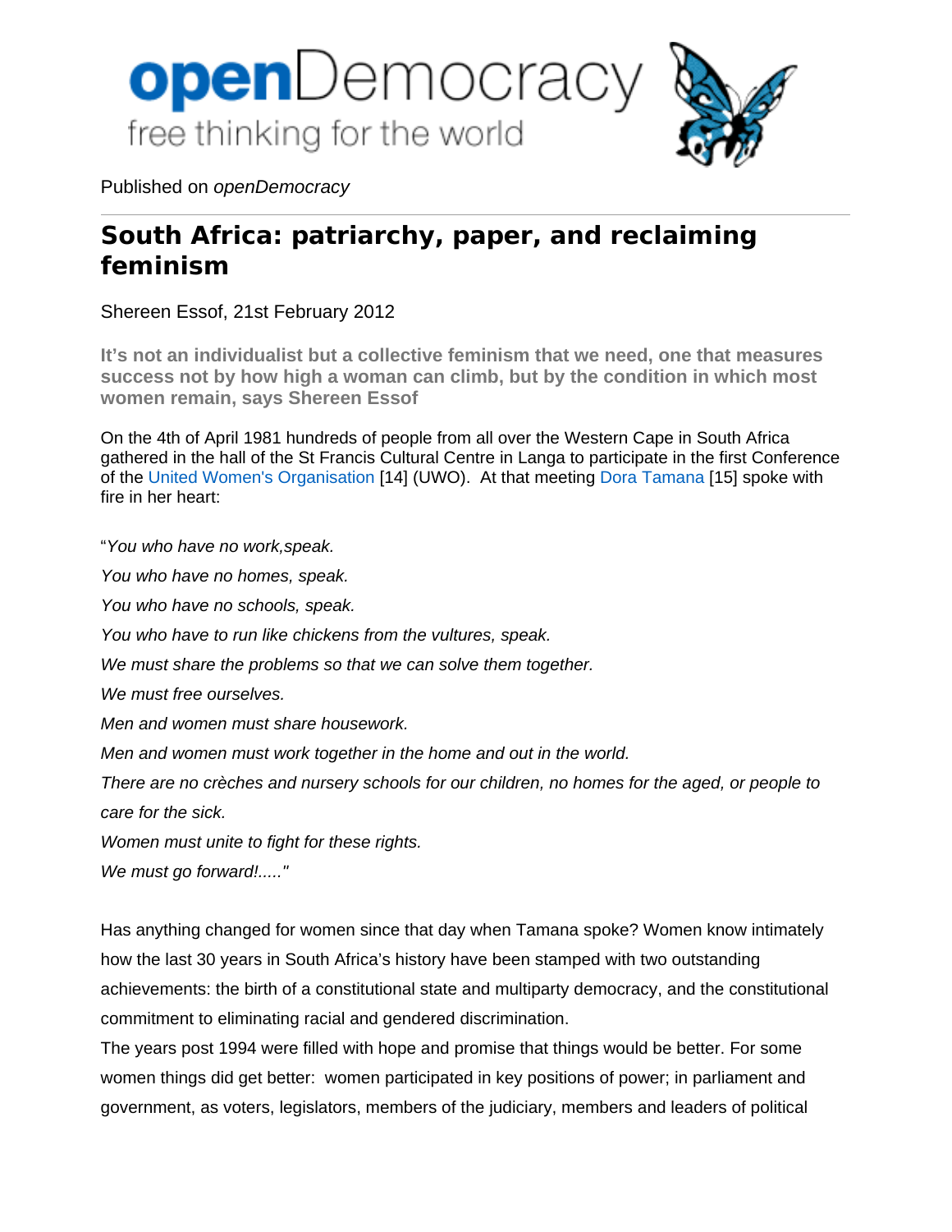openDemocracy
free thinking for the world

Published on *openDemocracy*

# South Africa: patriarchy, paper, and reclaiming feminism

Shereen Essof, 21st February 2012

**It's not an individualist but a collective feminism that we need, one that measures success not by how high a woman can climb, but by the condition in which most women remain, says Shereen Essof**

On the 4th of April 1981 hundreds of people from all over the Western Cape in South Africa gathered in the hall of the St Francis Cultural Centre in Langa to participate in the first Conference of the United Women's Organisation [14] (UWO). At that meeting Dora Tamana [15] spoke with fire in her heart:

"*You who have no work,speak.*

*You who have no homes, speak.*

*You who have no schools, speak.*

*You who have to run like chickens from the vultures, speak.*

*We must share the problems so that we can solve them together.*

*We must free ourselves.*

*Men and women must share housework.*

*Men and women must work together in the home and out in the world.*

*There are no crèches and nursery schools for our children, no homes for the aged, or people to care for the sick.*

*Women must unite to fight for these rights.*

*We must go forward!....."*

Has anything changed for women since that day when Tamana spoke? Women know intimately how the last 30 years in South Africa's history have been stamped with two outstanding achievements: the birth of a constitutional state and multiparty democracy, and the constitutional commitment to eliminating racial and gendered discrimination.

The years post 1994 were filled with hope and promise that things would be better. For some women things did get better: women participated in key positions of power; in parliament and government, as voters, legislators, members of the judiciary, members and leaders of political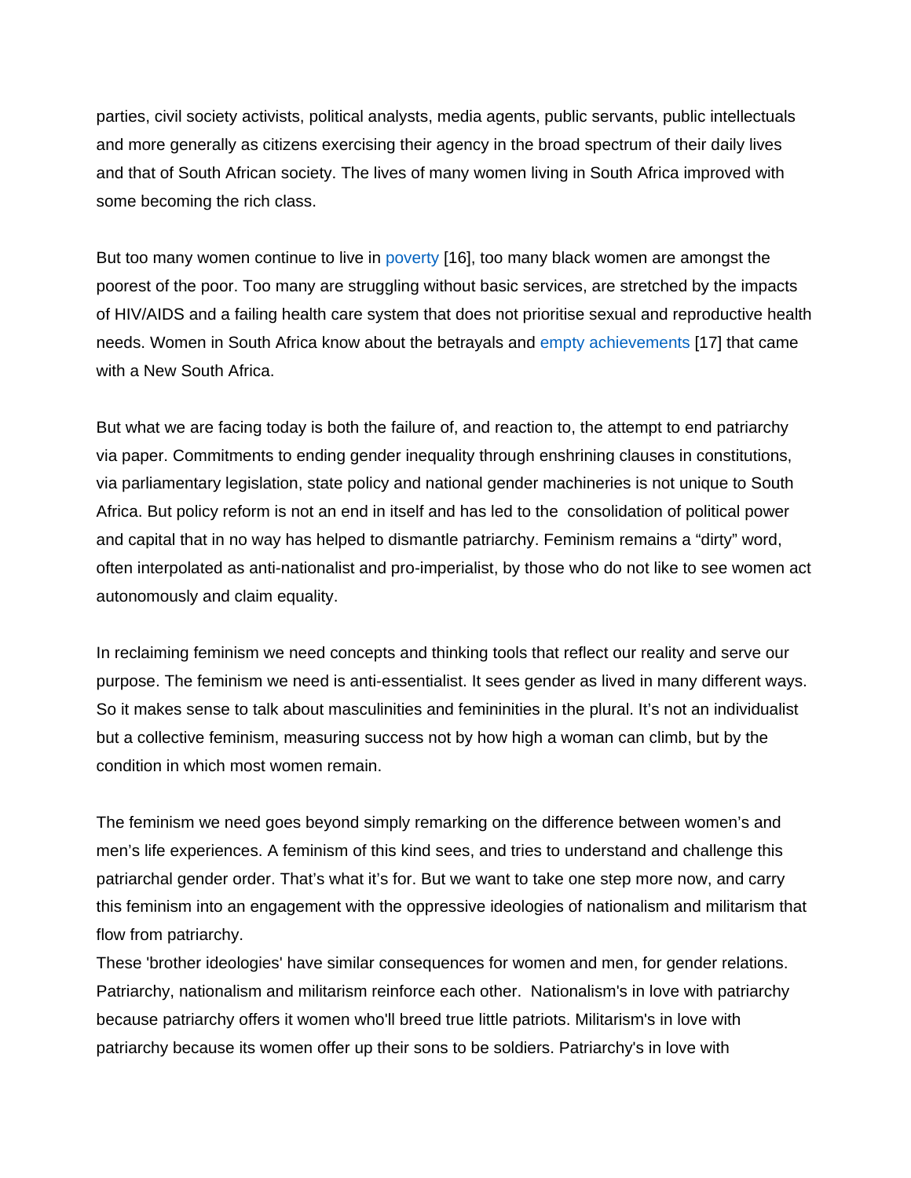parties, civil society activists, political analysts, media agents, public servants, public intellectuals and more generally as citizens exercising their agency in the broad spectrum of their daily lives and that of South African society. The lives of many women living in South Africa improved with some becoming the rich class.

But too many women continue to live in poverty [16], too many black women are amongst the poorest of the poor. Too many are struggling without basic services, are stretched by the impacts of HIV/AIDS and a failing health care system that does not prioritise sexual and reproductive health needs. Women in South Africa know about the betrayals and empty achievements [17] that came with a New South Africa.

But what we are facing today is both the failure of, and reaction to, the attempt to end patriarchy via paper. Commitments to ending gender inequality through enshrining clauses in constitutions, via parliamentary legislation, state policy and national gender machineries is not unique to South Africa. But policy reform is not an end in itself and has led to the consolidation of political power and capital that in no way has helped to dismantle patriarchy. Feminism remains a "dirty" word, often interpolated as anti-nationalist and pro-imperialist, by those who do not like to see women act autonomously and claim equality.

In reclaiming feminism we need concepts and thinking tools that reflect our reality and serve our purpose. The feminism we need is anti-essentialist. It sees gender as lived in many different ways. So it makes sense to talk about masculinities and femininities in the plural. It's not an individualist but a collective feminism, measuring success not by how high a woman can climb, but by the condition in which most women remain.

The feminism we need goes beyond simply remarking on the difference between women's and men's life experiences. A feminism of this kind sees, and tries to understand and challenge this patriarchal gender order. That's what it's for. But we want to take one step more now, and carry this feminism into an engagement with the oppressive ideologies of nationalism and militarism that flow from patriarchy.
These 'brother ideologies' have similar consequences for women and men, for gender relations. Patriarchy, nationalism and militarism reinforce each other. Nationalism's in love with patriarchy because patriarchy offers it women who'll breed true little patriots. Militarism's in love with patriarchy because its women offer up their sons to be soldiers. Patriarchy's in love with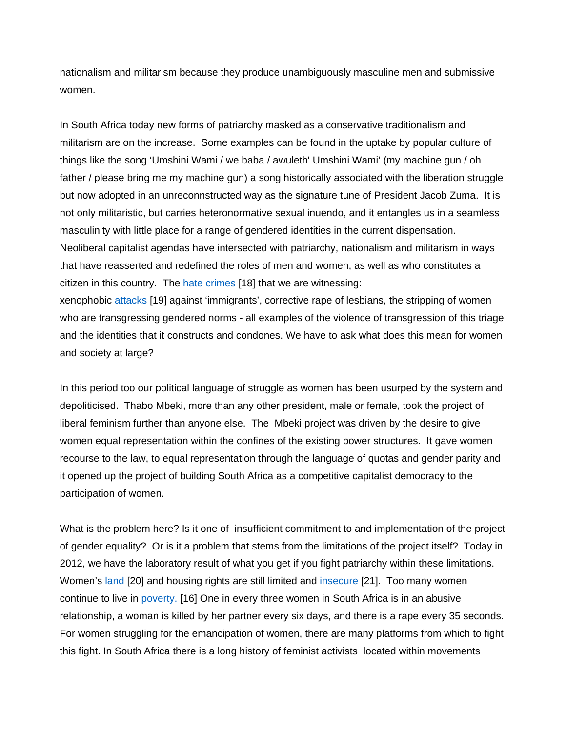nationalism and militarism because they produce unambiguously masculine men and submissive women.

In South Africa today new forms of patriarchy masked as a conservative traditionalism and militarism are on the increase. Some examples can be found in the uptake by popular culture of things like the song 'Umshini Wami / we baba / awuleth' Umshini Wami' (my machine gun / oh father / please bring me my machine gun) a song historically associated with the liberation struggle but now adopted in an unreconnstructed way as the signature tune of President Jacob Zuma. It is not only militaristic, but carries heteronormative sexual inuendo, and it entangles us in a seamless masculinity with little place for a range of gendered identities in the current dispensation. Neoliberal capitalist agendas have intersected with patriarchy, nationalism and militarism in ways that have reasserted and redefined the roles of men and women, as well as who constitutes a citizen in this country. The hate crimes [18] that we are witnessing: xenophobic attacks [19] against 'immigrants', corrective rape of lesbians, the stripping of women who are transgressing gendered norms - all examples of the violence of transgression of this triage and the identities that it constructs and condones. We have to ask what does this mean for women and society at large?

In this period too our political language of struggle as women has been usurped by the system and depoliticised. Thabo Mbeki, more than any other president, male or female, took the project of liberal feminism further than anyone else. The Mbeki project was driven by the desire to give women equal representation within the confines of the existing power structures. It gave women recourse to the law, to equal representation through the language of quotas and gender parity and it opened up the project of building South Africa as a competitive capitalist democracy to the participation of women.

What is the problem here? Is it one of insufficient commitment to and implementation of the project of gender equality? Or is it a problem that stems from the limitations of the project itself? Today in 2012, we have the laboratory result of what you get if you fight patriarchy within these limitations. Women's land [20] and housing rights are still limited and insecure [21]. Too many women continue to live in poverty. [16] One in every three women in South Africa is in an abusive relationship, a woman is killed by her partner every six days, and there is a rape every 35 seconds. For women struggling for the emancipation of women, there are many platforms from which to fight this fight. In South Africa there is a long history of feminist activists located within movements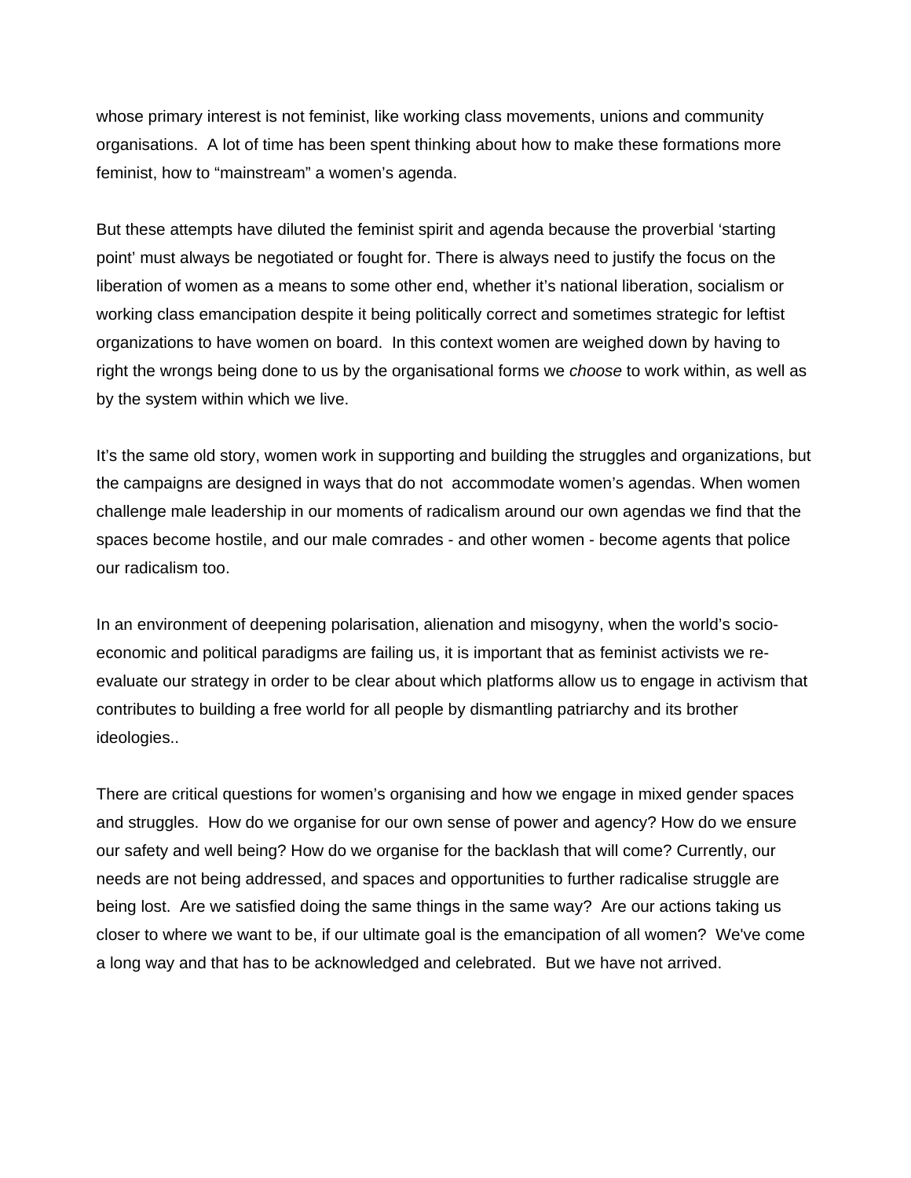whose primary interest is not feminist, like working class movements, unions and community organisations. A lot of time has been spent thinking about how to make these formations more feminist, how to "mainstream" a women's agenda.

But these attempts have diluted the feminist spirit and agenda because the proverbial 'starting point' must always be negotiated or fought for. There is always need to justify the focus on the liberation of women as a means to some other end, whether it's national liberation, socialism or working class emancipation despite it being politically correct and sometimes strategic for leftist organizations to have women on board. In this context women are weighed down by having to right the wrongs being done to us by the organisational forms we *choose* to work within, as well as by the system within which we live.

It's the same old story, women work in supporting and building the struggles and organizations, but the campaigns are designed in ways that do not accommodate women's agendas. When women challenge male leadership in our moments of radicalism around our own agendas we find that the spaces become hostile, and our male comrades - and other women - become agents that police our radicalism too.

In an environment of deepening polarisation, alienation and misogyny, when the world's socio-economic and political paradigms are failing us, it is important that as feminist activists we re-evaluate our strategy in order to be clear about which platforms allow us to engage in activism that contributes to building a free world for all people by dismantling patriarchy and its brother ideologies..

There are critical questions for women's organising and how we engage in mixed gender spaces and struggles. How do we organise for our own sense of power and agency? How do we ensure our safety and well being? How do we organise for the backlash that will come? Currently, our needs are not being addressed, and spaces and opportunities to further radicalise struggle are being lost. Are we satisfied doing the same things in the same way? Are our actions taking us closer to where we want to be, if our ultimate goal is the emancipation of all women? We've come a long way and that has to be acknowledged and celebrated. But we have not arrived.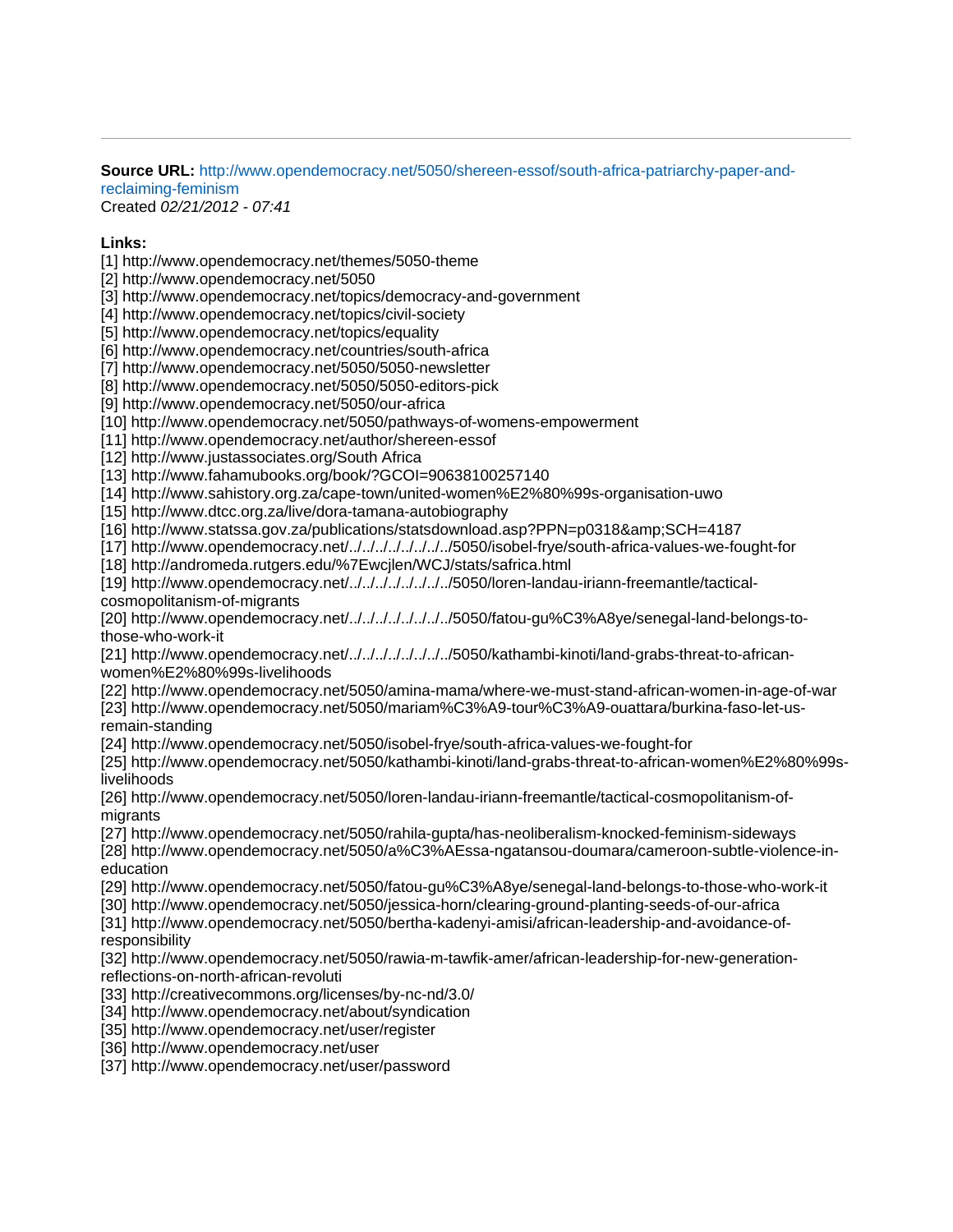---

**Source URL:** http://www.opendemocracy.net/5050/shereen-essof/south-africa-patriarchy-paper-and-reclaiming-feminism
Created *02/21/2012 - 07:41*

**Links:**
[1] http://www.opendemocracy.net/themes/5050-theme
[2] http://www.opendemocracy.net/5050
[3] http://www.opendemocracy.net/topics/democracy-and-government
[4] http://www.opendemocracy.net/topics/civil-society
[5] http://www.opendemocracy.net/topics/equality
[6] http://www.opendemocracy.net/countries/south-africa
[7] http://www.opendemocracy.net/5050/5050-newsletter
[8] http://www.opendemocracy.net/5050/5050-editors-pick
[9] http://www.opendemocracy.net/5050/our-africa
[10] http://www.opendemocracy.net/5050/pathways-of-womens-empowerment
[11] http://www.opendemocracy.net/author/shereen-essof
[12] http://www.justassociates.org/South Africa
[13] http://www.fahamubooks.org/book/?GCOI=90638100257140
[14] http://www.sahistory.org.za/cape-town/united-women%E2%80%99s-organisation-uwo
[15] http://www.dtcc.org.za/live/dora-tamana-autobiography
[16] http://www.statssa.gov.za/publications/statsdownload.asp?PPN=p0318&amp;SCH=4187
[17] http://www.opendemocracy.net/../../../../../../../../5050/isobel-frye/south-africa-values-we-fought-for
[18] http://andromeda.rutgers.edu/%7Ewcjlen/WCJ/stats/safrica.html
[19] http://www.opendemocracy.net/../../../../../../../../5050/loren-landau-iriann-freemantle/tactical-cosmopolitanism-of-migrants
[20] http://www.opendemocracy.net/../../../../../../../../5050/fatou-gu%C3%A8ye/senegal-land-belongs-to-those-who-work-it
[21] http://www.opendemocracy.net/../../../../../../../../5050/kathambi-kinoti/land-grabs-threat-to-african-women%E2%80%99s-livelihoods
[22] http://www.opendemocracy.net/5050/amina-mama/where-we-must-stand-african-women-in-age-of-war
[23] http://www.opendemocracy.net/5050/mariam%C3%A9-tour%C3%A9-ouattara/burkina-faso-let-us-remain-standing
[24] http://www.opendemocracy.net/5050/isobel-frye/south-africa-values-we-fought-for
[25] http://www.opendemocracy.net/5050/kathambi-kinoti/land-grabs-threat-to-african-women%E2%80%99s-livelihoods
[26] http://www.opendemocracy.net/5050/loren-landau-iriann-freemantle/tactical-cosmopolitanism-of-migrants
[27] http://www.opendemocracy.net/5050/rahila-gupta/has-neoliberalism-knocked-feminism-sideways
[28] http://www.opendemocracy.net/5050/a%C3%AEssa-ngatansou-doumara/cameroon-subtle-violence-in-education
[29] http://www.opendemocracy.net/5050/fatou-gu%C3%A8ye/senegal-land-belongs-to-those-who-work-it
[30] http://www.opendemocracy.net/5050/jessica-horn/clearing-ground-planting-seeds-of-our-africa
[31] http://www.opendemocracy.net/5050/bertha-kadenyi-amisi/african-leadership-and-avoidance-of-responsibility
[32] http://www.opendemocracy.net/5050/rawia-m-tawfik-amer/african-leadership-for-new-generation-reflections-on-north-african-revoluti
[33] http://creativecommons.org/licenses/by-nc-nd/3.0/
[34] http://www.opendemocracy.net/about/syndication
[35] http://www.opendemocracy.net/user/register
[36] http://www.opendemocracy.net/user
[37] http://www.opendemocracy.net/user/password